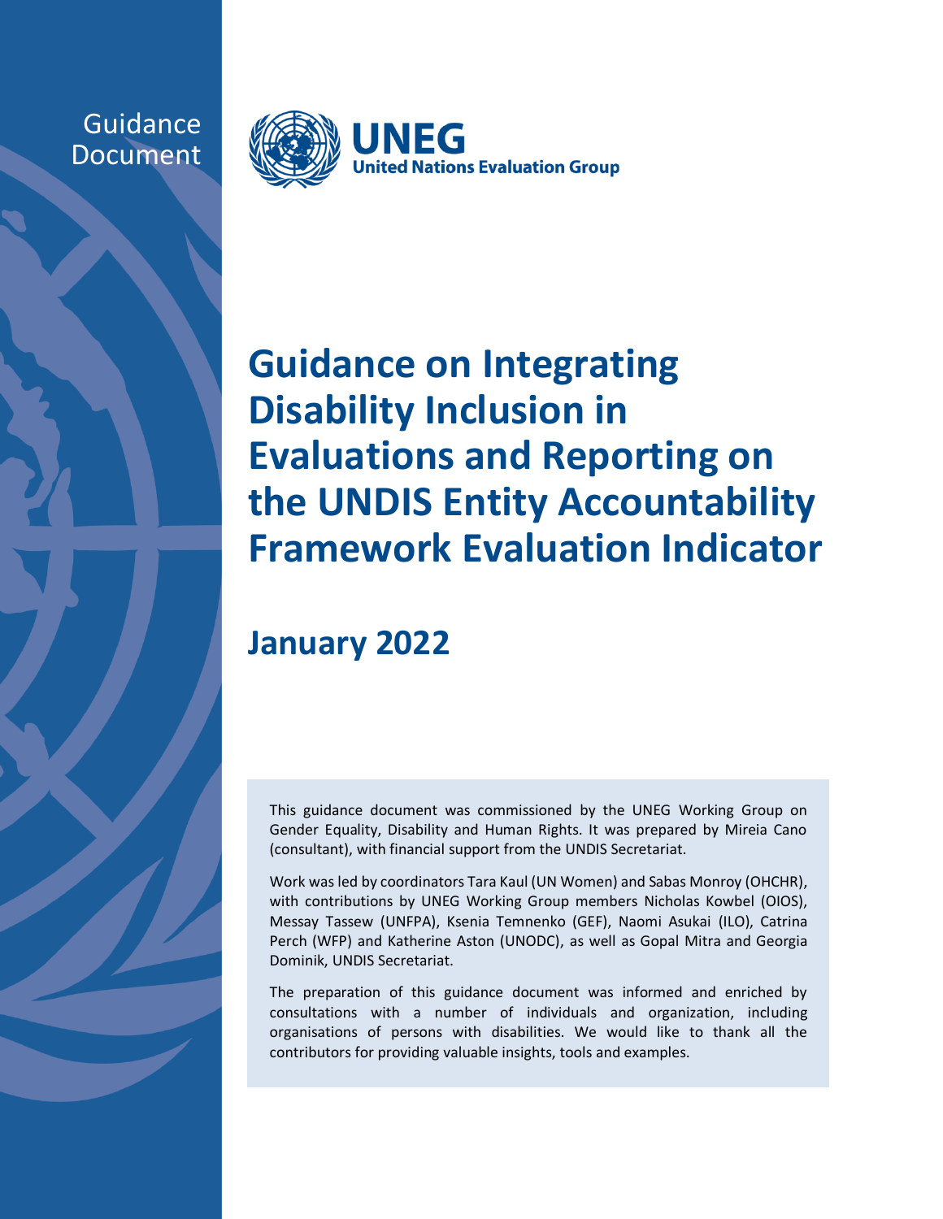Guidance Document

UNEG
United Nations Evaluation Group

# Guidance on Integrating Disability Inclusion in Evaluations and Reporting on the UNDIS Entity Accountability Framework Evaluation Indicator

## January 2022

This guidance document was commissioned by the UNEG Working Group on Gender Equality, Disability and Human Rights. It was prepared by Mireia Cano (consultant), with financial support from the UNDIS Secretariat.

Work was led by coordinators Tara Kaul (UN Women) and Sabas Monroy (OHCHR), with contributions by UNEG Working Group members Nicholas Kowbel (OIOS), Messay Tassew (UNFPA), Ksenia Temnenko (GEF), Naomi Asukai (ILO), Catrina Perch (WFP) and Katherine Aston (UNODC), as well as Gopal Mitra and Georgia Dominik, UNDIS Secretariat.

The preparation of this guidance document was informed and enriched by consultations with a number of individuals and organization, including organisations of persons with disabilities. We would like to thank all the contributors for providing valuable insights, tools and examples.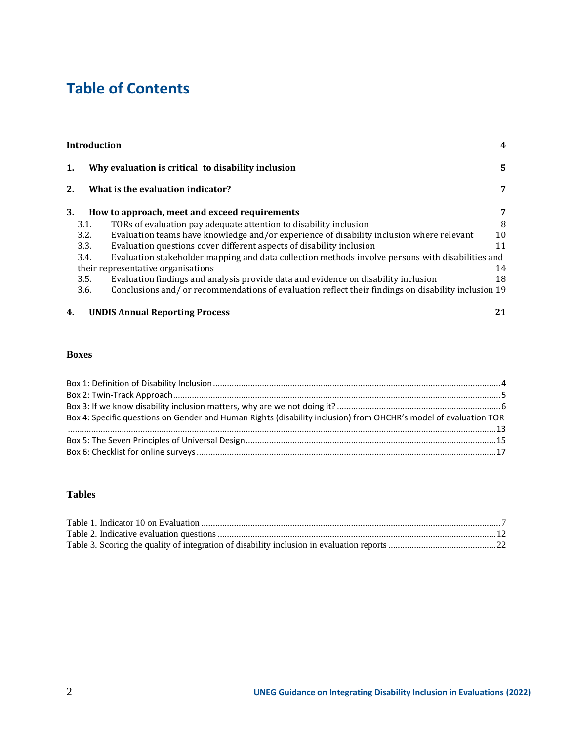# Table of Contents

**Introduction** **4**

**1. Why evaluation is critical to disability inclusion** **5**

**2. What is the evaluation indicator?** **7**

**3. How to approach, meet and exceed requirements** **7**

- 3.1. TORs of evaluation pay adequate attention to disability inclusion 8
- 3.2. Evaluation teams have knowledge and/or experience of disability inclusion where relevant 10
- 3.3. Evaluation questions cover different aspects of disability inclusion 11
- 3.4. Evaluation stakeholder mapping and data collection methods involve persons with disabilities and their representative organisations 14
- 3.5. Evaluation findings and analysis provide data and evidence on disability inclusion 18
- 3.6. Conclusions and/ or recommendations of evaluation reflect their findings on disability inclusion 19

**4. UNDIS Annual Reporting Process** **21**

### Boxes

Box 1: Definition of Disability Inclusion ........ 4
Box 2: Twin-Track Approach ........ 5
Box 3: If we know disability inclusion matters, why are we not doing it? ........ 6
Box 4: Specific questions on Gender and Human Rights (disability inclusion) from OHCHR's model of evaluation TOR ........ 13
Box 5: The Seven Principles of Universal Design ........ 15
Box 6: Checklist for online surveys ........ 17

### Tables

Table 1. Indicator 10 on Evaluation ........ 7
Table 2. Indicative evaluation questions ........ 12
Table 3. Scoring the quality of integration of disability inclusion in evaluation reports ........ 22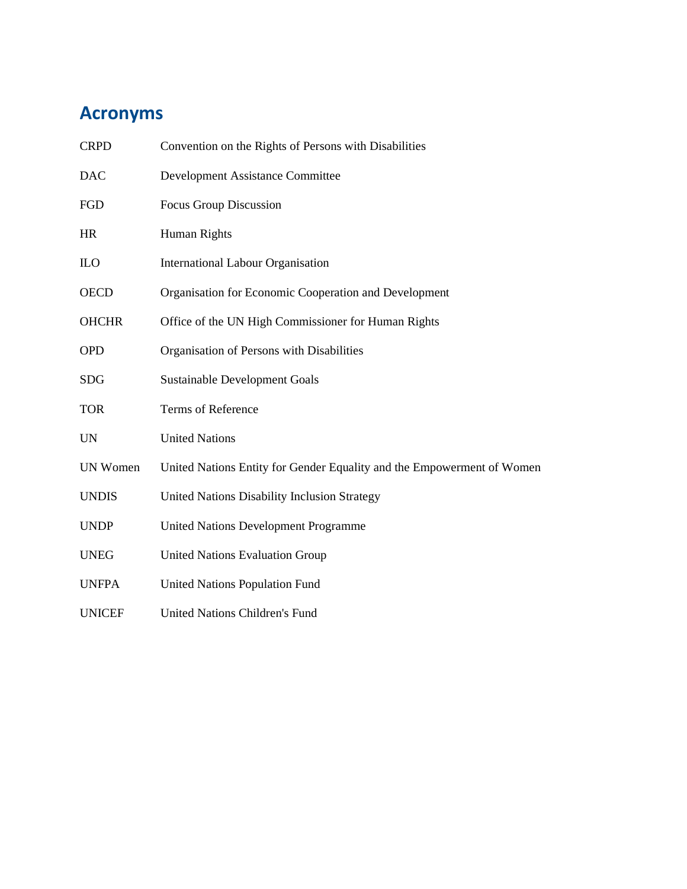## Acronyms

| | |
|---|---|
| CRPD | Convention on the Rights of Persons with Disabilities |
| DAC | Development Assistance Committee |
| FGD | Focus Group Discussion |
| HR | Human Rights |
| ILO | International Labour Organisation |
| OECD | Organisation for Economic Cooperation and Development |
| OHCHR | Office of the UN High Commissioner for Human Rights |
| OPD | Organisation of Persons with Disabilities |
| SDG | Sustainable Development Goals |
| TOR | Terms of Reference |
| UN | United Nations |
| UN Women | United Nations Entity for Gender Equality and the Empowerment of Women |
| UNDIS | United Nations Disability Inclusion Strategy |
| UNDP | United Nations Development Programme |
| UNEG | United Nations Evaluation Group |
| UNFPA | United Nations Population Fund |
| UNICEF | United Nations Children's Fund |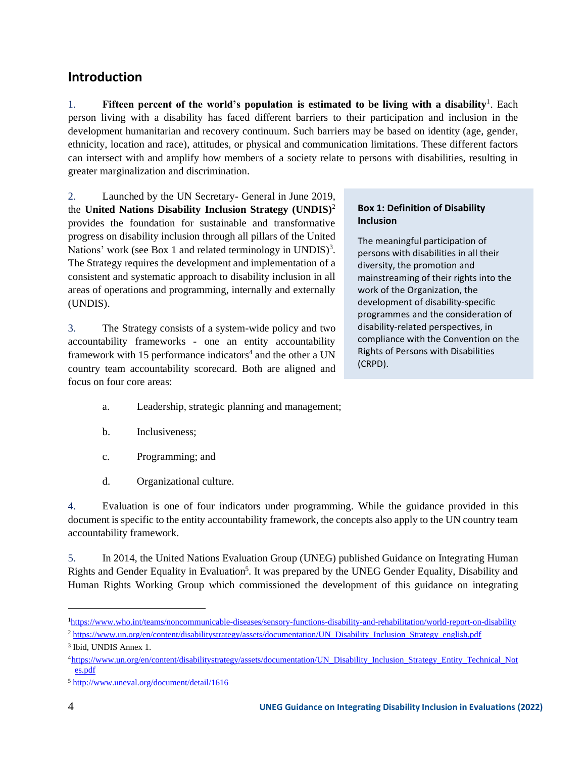## Introduction

1. **Fifteen percent of the world's population is estimated to be living with a disability**[1]. Each person living with a disability has faced different barriers to their participation and inclusion in the development humanitarian and recovery continuum. Such barriers may be based on identity (age, gender, ethnicity, location and race), attitudes, or physical and communication limitations. These different factors can intersect with and amplify how members of a society relate to persons with disabilities, resulting in greater marginalization and discrimination.

2. Launched by the UN Secretary- General in June 2019, the **United Nations Disability Inclusion Strategy (UNDIS)**[2] provides the foundation for sustainable and transformative progress on disability inclusion through all pillars of the United Nations' work (see Box 1 and related terminology in UNDIS)[3]. The Strategy requires the development and implementation of a consistent and systematic approach to disability inclusion in all areas of operations and programming, internally and externally (UNDIS).

> **Box 1: Definition of Disability Inclusion**
>
> The meaningful participation of persons with disabilities in all their diversity, the promotion and mainstreaming of their rights into the work of the Organization, the development of disability-specific programmes and the consideration of disability-related perspectives, in compliance with the Convention on the Rights of Persons with Disabilities (CRPD).

3. The Strategy consists of a system-wide policy and two accountability frameworks - one an entity accountability framework with 15 performance indicators[4] and the other a UN country team accountability scorecard. Both are aligned and focus on four core areas:

   a. Leadership, strategic planning and management;

   b. Inclusiveness;

   c. Programming; and

   d. Organizational culture.

4. Evaluation is one of four indicators under programming. While the guidance provided in this document is specific to the entity accountability framework, the concepts also apply to the UN country team accountability framework.

5. In 2014, the United Nations Evaluation Group (UNEG) published Guidance on Integrating Human Rights and Gender Equality in Evaluation[5]. It was prepared by the UNEG Gender Equality, Disability and Human Rights Working Group which commissioned the development of this guidance on integrating

---

[1] https://www.who.int/teams/noncommunicable-diseases/sensory-functions-disability-and-rehabilitation/world-report-on-disability

[2] https://www.un.org/en/content/disabilitystrategy/assets/documentation/UN_Disability_Inclusion_Strategy_english.pdf

[3] Ibid, UNDIS Annex 1.

[4] https://www.un.org/en/content/disabilitystrategy/assets/documentation/UN_Disability_Inclusion_Strategy_Entity_Technical_Notes.pdf

[5] http://www.uneval.org/document/detail/1616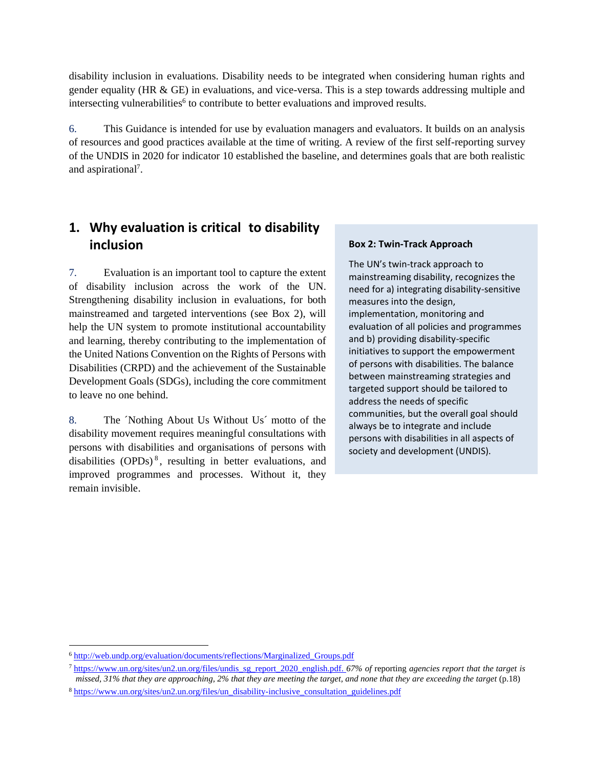disability inclusion in evaluations. Disability needs to be integrated when considering human rights and gender equality (HR & GE) in evaluations, and vice-versa. This is a step towards addressing multiple and intersecting vulnerabilities[6] to contribute to better evaluations and improved results.

6. This Guidance is intended for use by evaluation managers and evaluators. It builds on an analysis of resources and good practices available at the time of writing. A review of the first self-reporting survey of the UNDIS in 2020 for indicator 10 established the baseline, and determines goals that are both realistic and aspirational[7].

## 1. Why evaluation is critical to disability inclusion

7. Evaluation is an important tool to capture the extent of disability inclusion across the work of the UN. Strengthening disability inclusion in evaluations, for both mainstreamed and targeted interventions (see Box 2), will help the UN system to promote institutional accountability and learning, thereby contributing to the implementation of the United Nations Convention on the Rights of Persons with Disabilities (CRPD) and the achievement of the Sustainable Development Goals (SDGs), including the core commitment to leave no one behind.

8. The ´Nothing About Us Without Us´ motto of the disability movement requires meaningful consultations with persons with disabilities and organisations of persons with disabilities (OPDs)[8], resulting in better evaluations, and improved programmes and processes. Without it, they remain invisible.

**Box 2: Twin-Track Approach**

The UN's twin-track approach to mainstreaming disability, recognizes the need for a) integrating disability-sensitive measures into the design, implementation, monitoring and evaluation of all policies and programmes and b) providing disability-specific initiatives to support the empowerment of persons with disabilities. The balance between mainstreaming strategies and targeted support should be tailored to address the needs of specific communities, but the overall goal should always be to integrate and include persons with disabilities in all aspects of society and development (UNDIS).

---

[6] http://web.undp.org/evaluation/documents/reflections/Marginalized_Groups.pdf

[7] https://www.un.org/sites/un2.un.org/files/undis_sg_report_2020_english.pdf. *67% of* reporting *agencies report that the target is missed, 31% that they are approaching, 2% that they are meeting the target, and none that they are exceeding the target* (p.18)

[8] https://www.un.org/sites/un2.un.org/files/un_disability-inclusive_consultation_guidelines.pdf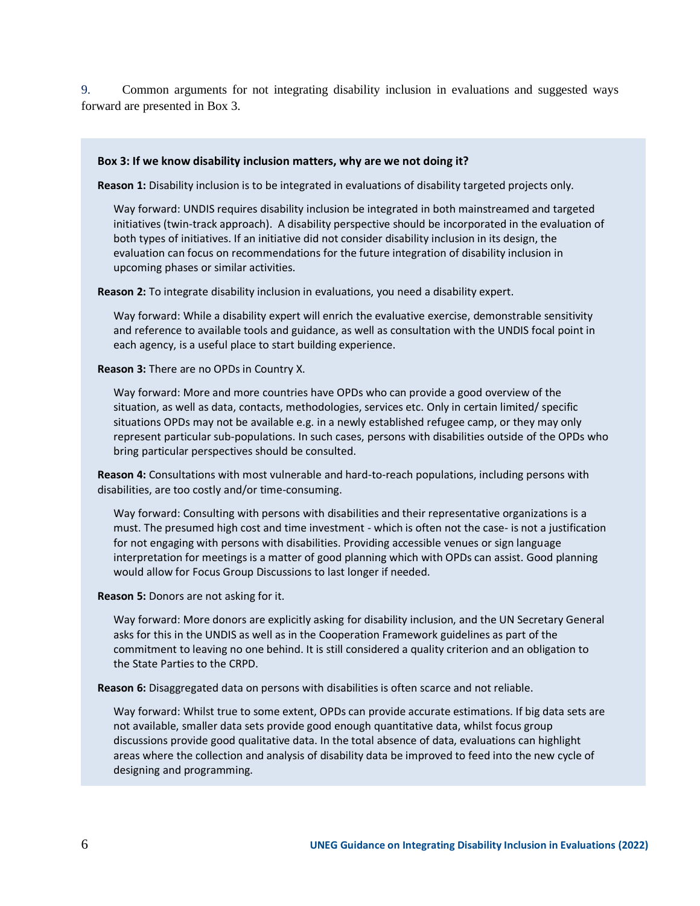9. Common arguments for not integrating disability inclusion in evaluations and suggested ways forward are presented in Box 3.

**Box 3: If we know disability inclusion matters, why are we not doing it?**

**Reason 1:** Disability inclusion is to be integrated in evaluations of disability targeted projects only.

Way forward: UNDIS requires disability inclusion be integrated in both mainstreamed and targeted initiatives (twin-track approach). A disability perspective should be incorporated in the evaluation of both types of initiatives. If an initiative did not consider disability inclusion in its design, the evaluation can focus on recommendations for the future integration of disability inclusion in upcoming phases or similar activities.

**Reason 2:** To integrate disability inclusion in evaluations, you need a disability expert.

Way forward: While a disability expert will enrich the evaluative exercise, demonstrable sensitivity and reference to available tools and guidance, as well as consultation with the UNDIS focal point in each agency, is a useful place to start building experience.

**Reason 3:** There are no OPDs in Country X.

Way forward: More and more countries have OPDs who can provide a good overview of the situation, as well as data, contacts, methodologies, services etc. Only in certain limited/ specific situations OPDs may not be available e.g. in a newly established refugee camp, or they may only represent particular sub-populations. In such cases, persons with disabilities outside of the OPDs who bring particular perspectives should be consulted.

**Reason 4:** Consultations with most vulnerable and hard-to-reach populations, including persons with disabilities, are too costly and/or time-consuming.

Way forward: Consulting with persons with disabilities and their representative organizations is a must. The presumed high cost and time investment - which is often not the case- is not a justification for not engaging with persons with disabilities. Providing accessible venues or sign language interpretation for meetings is a matter of good planning which with OPDs can assist. Good planning would allow for Focus Group Discussions to last longer if needed.

**Reason 5:** Donors are not asking for it.

Way forward: More donors are explicitly asking for disability inclusion, and the UN Secretary General asks for this in the UNDIS as well as in the Cooperation Framework guidelines as part of the commitment to leaving no one behind. It is still considered a quality criterion and an obligation to the State Parties to the CRPD.

**Reason 6:** Disaggregated data on persons with disabilities is often scarce and not reliable.

Way forward: Whilst true to some extent, OPDs can provide accurate estimations. If big data sets are not available, smaller data sets provide good enough quantitative data, whilst focus group discussions provide good qualitative data. In the total absence of data, evaluations can highlight areas where the collection and analysis of disability data be improved to feed into the new cycle of designing and programming.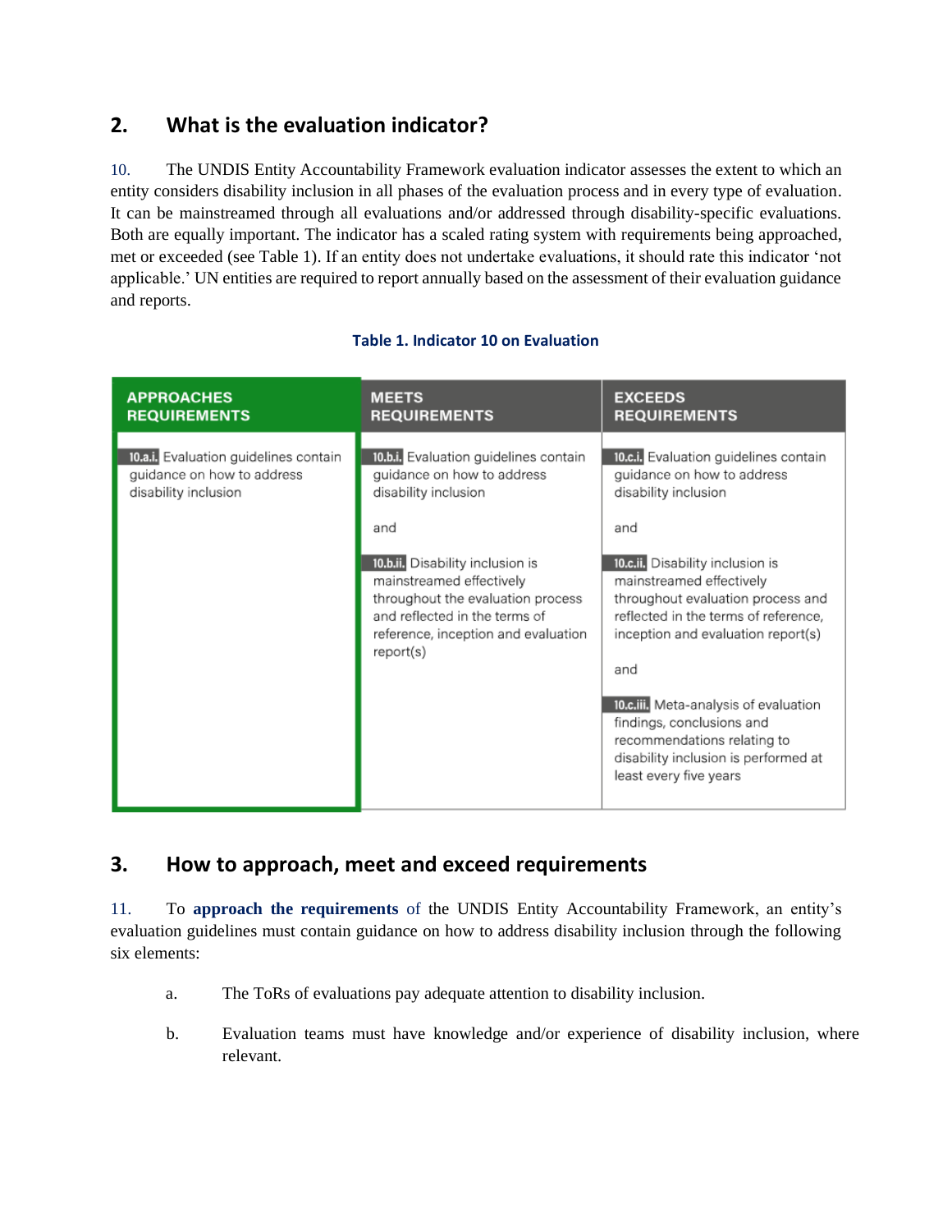## 2. What is the evaluation indicator?

10. The UNDIS Entity Accountability Framework evaluation indicator assesses the extent to which an entity considers disability inclusion in all phases of the evaluation process and in every type of evaluation. It can be mainstreamed through all evaluations and/or addressed through disability-specific evaluations. Both are equally important. The indicator has a scaled rating system with requirements being approached, met or exceeded (see Table 1). If an entity does not undertake evaluations, it should rate this indicator 'not applicable.' UN entities are required to report annually based on the assessment of their evaluation guidance and reports.

**Table 1. Indicator 10 on Evaluation**

| APPROACHES REQUIREMENTS | MEETS REQUIREMENTS | EXCEEDS REQUIREMENTS |
|---|---|---|
| **10.a.i.** Evaluation guidelines contain guidance on how to address disability inclusion | **10.b.i.** Evaluation guidelines contain guidance on how to address disability inclusion<br><br>and<br><br>**10.b.ii.** Disability inclusion is mainstreamed effectively throughout the evaluation process and reflected in the terms of reference, inception and evaluation report(s) | **10.c.i.** Evaluation guidelines contain guidance on how to address disability inclusion<br><br>and<br><br>**10.c.ii.** Disability inclusion is mainstreamed effectively throughout evaluation process and reflected in the terms of reference, inception and evaluation report(s)<br><br>and<br><br>**10.c.iii.** Meta-analysis of evaluation findings, conclusions and recommendations relating to disability inclusion is performed at least every five years |

## 3. How to approach, meet and exceed requirements

11. To **approach the requirements** of the UNDIS Entity Accountability Framework, an entity's evaluation guidelines must contain guidance on how to address disability inclusion through the following six elements:

a. The ToRs of evaluations pay adequate attention to disability inclusion.

b. Evaluation teams must have knowledge and/or experience of disability inclusion, where relevant.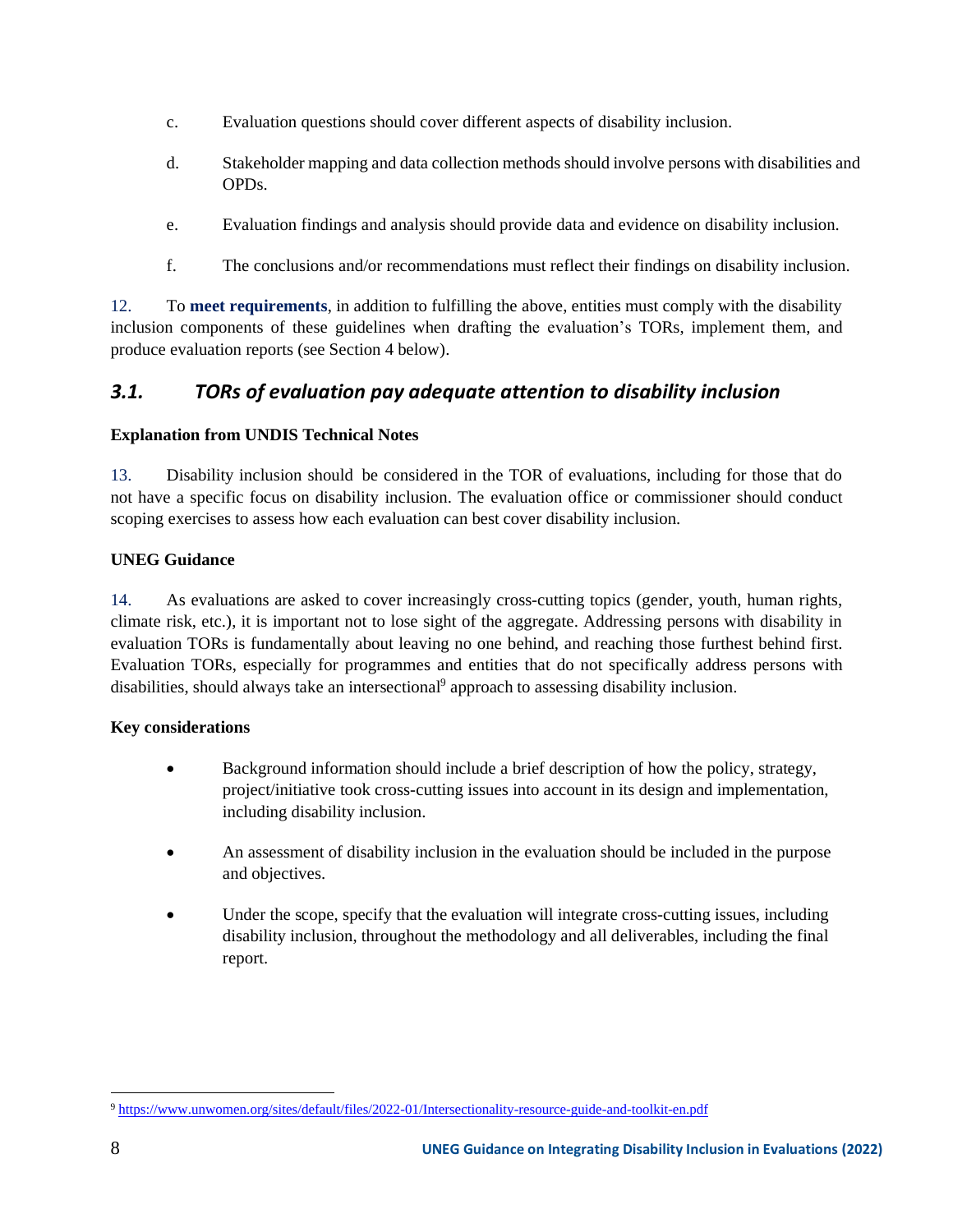c. Evaluation questions should cover different aspects of disability inclusion.

d. Stakeholder mapping and data collection methods should involve persons with disabilities and OPDs.

e. Evaluation findings and analysis should provide data and evidence on disability inclusion.

f. The conclusions and/or recommendations must reflect their findings on disability inclusion.

12. To **meet requirements**, in addition to fulfilling the above, entities must comply with the disability inclusion components of these guidelines when drafting the evaluation's TORs, implement them, and produce evaluation reports (see Section 4 below).

## *3.1. TORs of evaluation pay adequate attention to disability inclusion*

**Explanation from UNDIS Technical Notes**

13. Disability inclusion should be considered in the TOR of evaluations, including for those that do not have a specific focus on disability inclusion. The evaluation office or commissioner should conduct scoping exercises to assess how each evaluation can best cover disability inclusion.

**UNEG Guidance**

14. As evaluations are asked to cover increasingly cross-cutting topics (gender, youth, human rights, climate risk, etc.), it is important not to lose sight of the aggregate. Addressing persons with disability in evaluation TORs is fundamentally about leaving no one behind, and reaching those furthest behind first. Evaluation TORs, especially for programmes and entities that do not specifically address persons with disabilities, should always take an intersectional[9] approach to assessing disability inclusion.

**Key considerations**

- Background information should include a brief description of how the policy, strategy, project/initiative took cross-cutting issues into account in its design and implementation, including disability inclusion.
- An assessment of disability inclusion in the evaluation should be included in the purpose and objectives.
- Under the scope, specify that the evaluation will integrate cross-cutting issues, including disability inclusion, throughout the methodology and all deliverables, including the final report.

[9] https://www.unwomen.org/sites/default/files/2022-01/Intersectionality-resource-guide-and-toolkit-en.pdf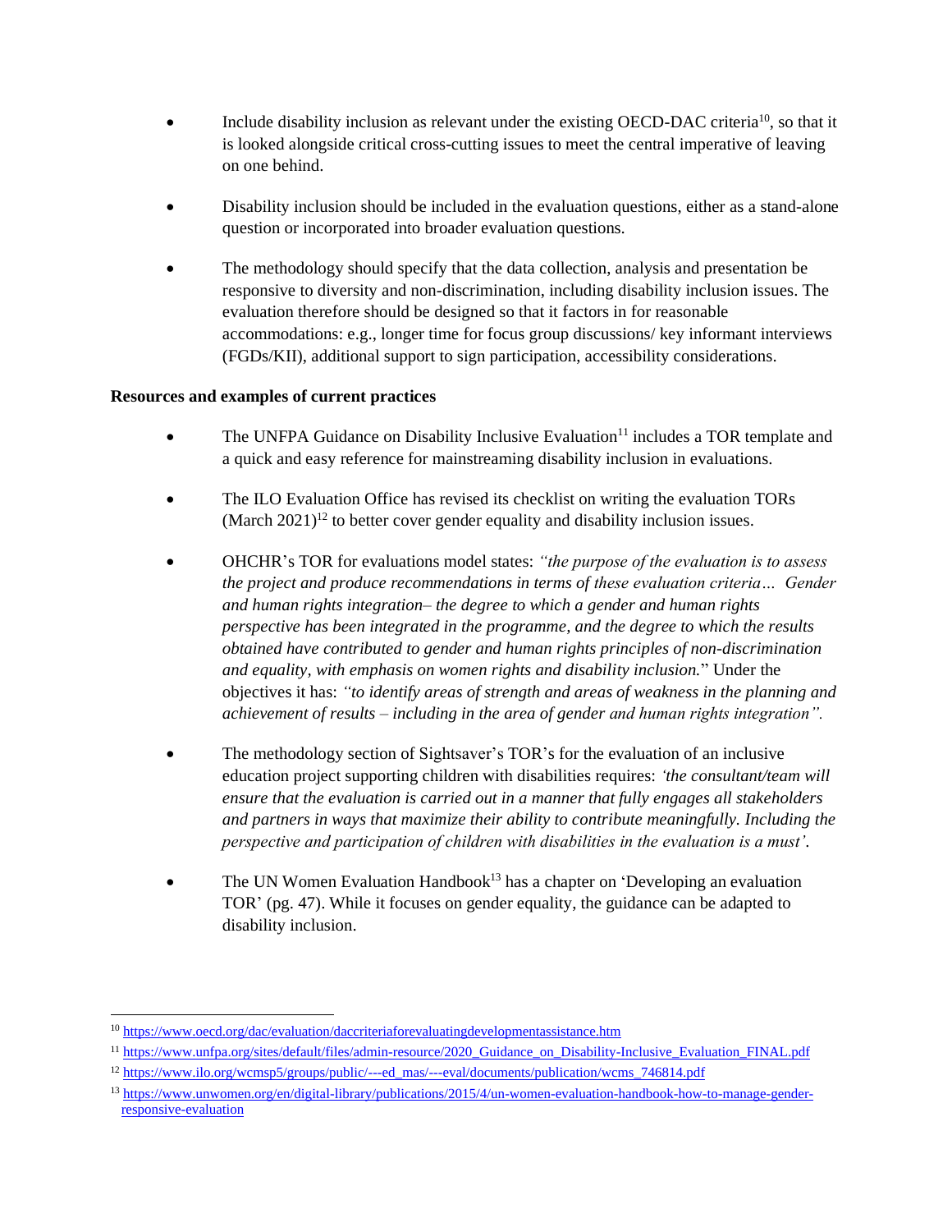- Include disability inclusion as relevant under the existing OECD-DAC criteria[10], so that it is looked alongside critical cross-cutting issues to meet the central imperative of leaving on one behind.

- Disability inclusion should be included in the evaluation questions, either as a stand-alone question or incorporated into broader evaluation questions.

- The methodology should specify that the data collection, analysis and presentation be responsive to diversity and non-discrimination, including disability inclusion issues. The evaluation therefore should be designed so that it factors in for reasonable accommodations: e.g., longer time for focus group discussions/ key informant interviews (FGDs/KII), additional support to sign participation, accessibility considerations.

**Resources and examples of current practices**

- The UNFPA Guidance on Disability Inclusive Evaluation[11] includes a TOR template and a quick and easy reference for mainstreaming disability inclusion in evaluations.

- The ILO Evaluation Office has revised its checklist on writing the evaluation TORs (March 2021)[12] to better cover gender equality and disability inclusion issues.

- OHCHR's TOR for evaluations model states: *"the purpose of the evaluation is to assess the project and produce recommendations in terms of these evaluation criteria… Gender and human rights integration– the degree to which a gender and human rights perspective has been integrated in the programme, and the degree to which the results obtained have contributed to gender and human rights principles of non-discrimination and equality, with emphasis on women rights and disability inclusion.*" Under the objectives it has: *"to identify areas of strength and areas of weakness in the planning and achievement of results – including in the area of gender and human rights integration".*

- The methodology section of Sightsaver's TOR's for the evaluation of an inclusive education project supporting children with disabilities requires: *'the consultant/team will ensure that the evaluation is carried out in a manner that fully engages all stakeholders and partners in ways that maximize their ability to contribute meaningfully. Including the perspective and participation of children with disabilities in the evaluation is a must'.*

- The UN Women Evaluation Handbook[13] has a chapter on 'Developing an evaluation TOR' (pg. 47). While it focuses on gender equality, the guidance can be adapted to disability inclusion.

---

[10] https://www.oecd.org/dac/evaluation/daccriteriaforevaluatingdevelopmentassistance.htm

[11] https://www.unfpa.org/sites/default/files/admin-resource/2020_Guidance_on_Disability-Inclusive_Evaluation_FINAL.pdf

[12] https://www.ilo.org/wcmsp5/groups/public/---ed_mas/---eval/documents/publication/wcms_746814.pdf

[13] https://www.unwomen.org/en/digital-library/publications/2015/4/un-women-evaluation-handbook-how-to-manage-gender-responsive-evaluation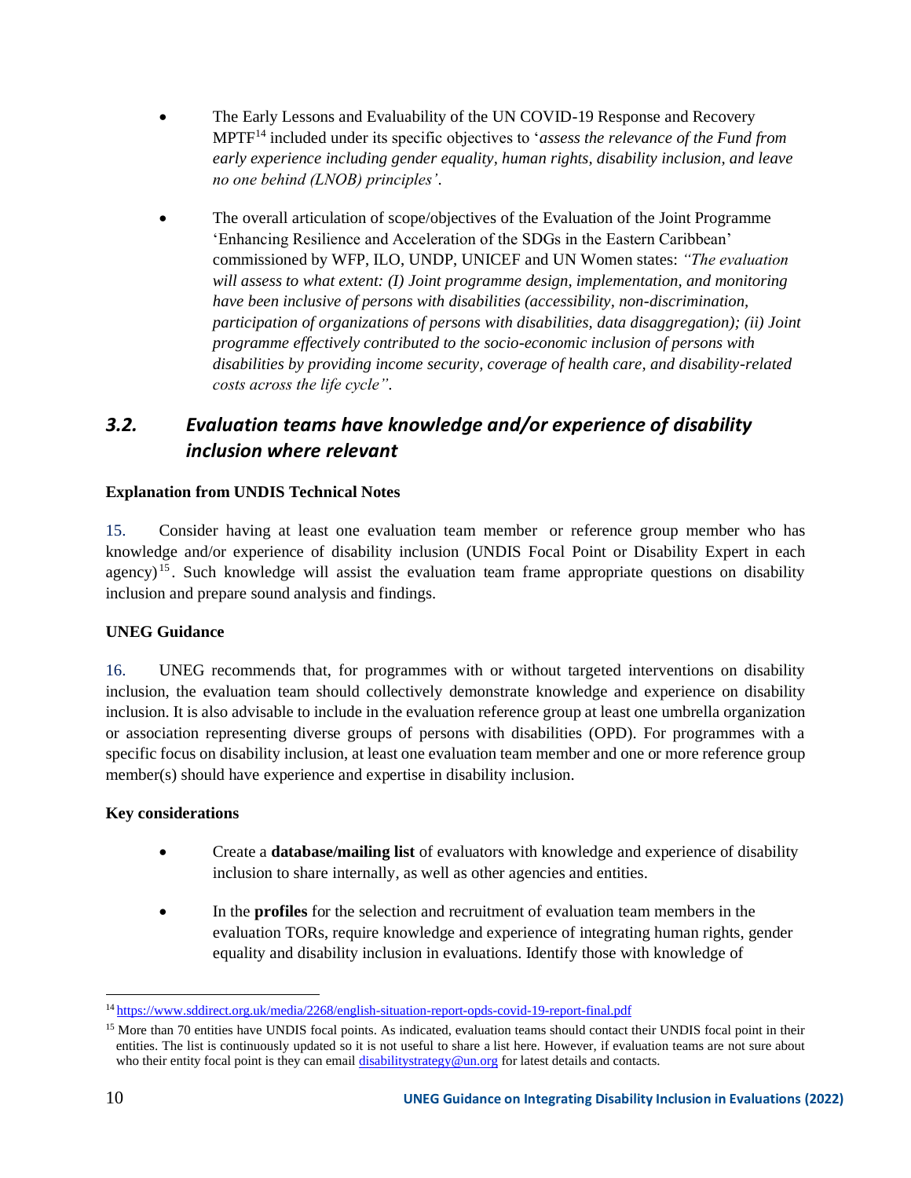- The Early Lessons and Evaluability of the UN COVID-19 Response and Recovery MPTF[14] included under its specific objectives to '*assess the relevance of the Fund from early experience including gender equality, human rights, disability inclusion, and leave no one behind (LNOB) principles'*.

- The overall articulation of scope/objectives of the Evaluation of the Joint Programme 'Enhancing Resilience and Acceleration of the SDGs in the Eastern Caribbean' commissioned by WFP, ILO, UNDP, UNICEF and UN Women states: *"The evaluation will assess to what extent: (I) Joint programme design, implementation, and monitoring have been inclusive of persons with disabilities (accessibility, non-discrimination, participation of organizations of persons with disabilities, data disaggregation); (ii) Joint programme effectively contributed to the socio-economic inclusion of persons with disabilities by providing income security, coverage of health care, and disability-related costs across the life cycle"*.

## *3.2. Evaluation teams have knowledge and/or experience of disability inclusion where relevant*

**Explanation from UNDIS Technical Notes**

15. Consider having at least one evaluation team member or reference group member who has knowledge and/or experience of disability inclusion (UNDIS Focal Point or Disability Expert in each agency)[15]. Such knowledge will assist the evaluation team frame appropriate questions on disability inclusion and prepare sound analysis and findings.

**UNEG Guidance**

16. UNEG recommends that, for programmes with or without targeted interventions on disability inclusion, the evaluation team should collectively demonstrate knowledge and experience on disability inclusion. It is also advisable to include in the evaluation reference group at least one umbrella organization or association representing diverse groups of persons with disabilities (OPD). For programmes with a specific focus on disability inclusion, at least one evaluation team member and one or more reference group member(s) should have experience and expertise in disability inclusion.

**Key considerations**

- Create a **database/mailing list** of evaluators with knowledge and experience of disability inclusion to share internally, as well as other agencies and entities.

- In the **profiles** for the selection and recruitment of evaluation team members in the evaluation TORs, require knowledge and experience of integrating human rights, gender equality and disability inclusion in evaluations. Identify those with knowledge of

[14] https://www.sddirect.org.uk/media/2268/english-situation-report-opds-covid-19-report-final.pdf

[15] More than 70 entities have UNDIS focal points. As indicated, evaluation teams should contact their UNDIS focal point in their entities. The list is continuously updated so it is not useful to share a list here. However, if evaluation teams are not sure about who their entity focal point is they can email disabilitystrategy@un.org for latest details and contacts.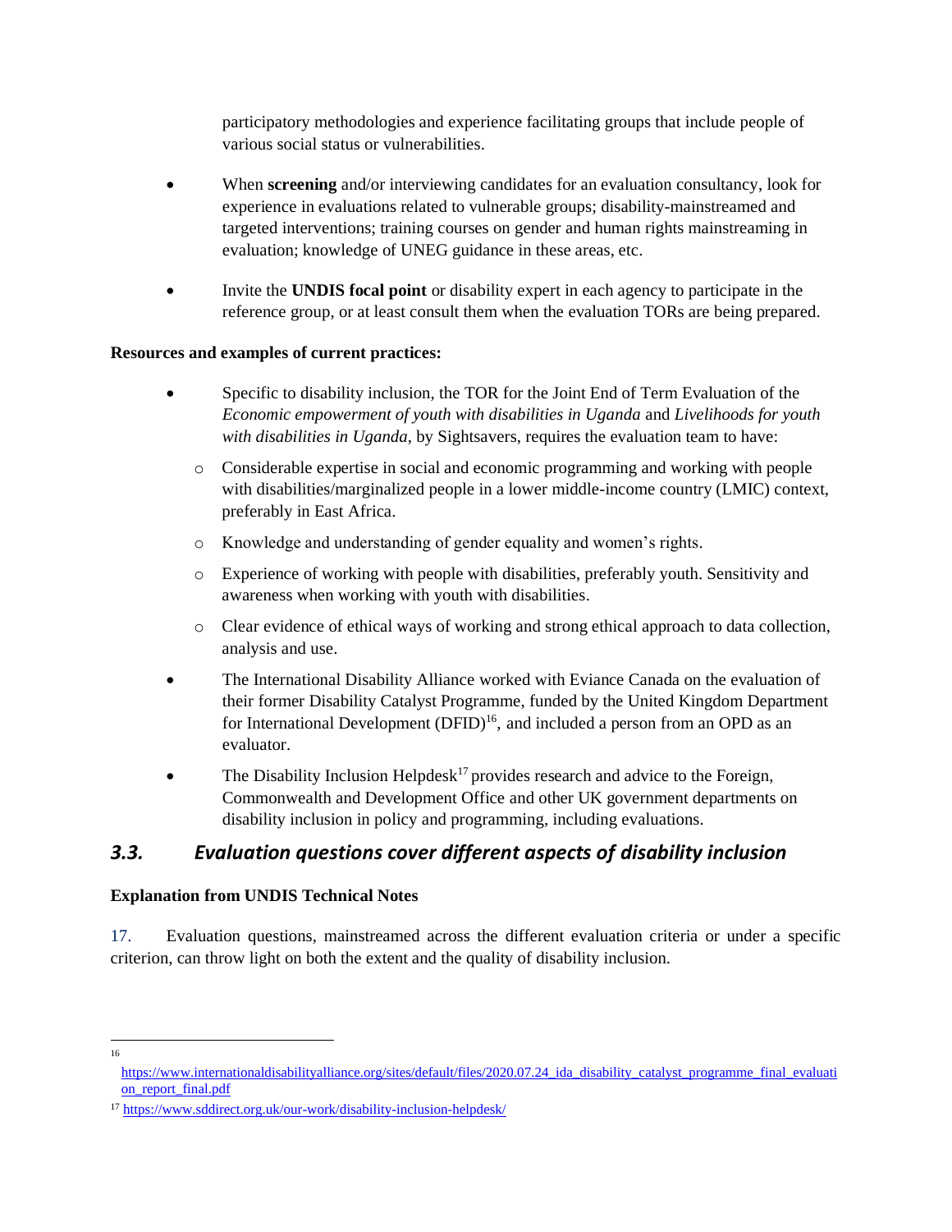participatory methodologies and experience facilitating groups that include people of various social status or vulnerabilities.

- When **screening** and/or interviewing candidates for an evaluation consultancy, look for experience in evaluations related to vulnerable groups; disability-mainstreamed and targeted interventions; training courses on gender and human rights mainstreaming in evaluation; knowledge of UNEG guidance in these areas, etc.

- Invite the **UNDIS focal point** or disability expert in each agency to participate in the reference group, or at least consult them when the evaluation TORs are being prepared.

**Resources and examples of current practices:**

- Specific to disability inclusion, the TOR for the Joint End of Term Evaluation of the *Economic empowerment of youth with disabilities in Uganda* and *Livelihoods for youth with disabilities in Uganda*, by Sightsavers, requires the evaluation team to have:
  - Considerable expertise in social and economic programming and working with people with disabilities/marginalized people in a lower middle-income country (LMIC) context, preferably in East Africa.
  - Knowledge and understanding of gender equality and women's rights.
  - Experience of working with people with disabilities, preferably youth. Sensitivity and awareness when working with youth with disabilities.
  - Clear evidence of ethical ways of working and strong ethical approach to data collection, analysis and use.
- The International Disability Alliance worked with Eviance Canada on the evaluation of their former Disability Catalyst Programme, funded by the United Kingdom Department for International Development (DFID)[16], and included a person from an OPD as an evaluator.
- The Disability Inclusion Helpdesk[17] provides research and advice to the Foreign, Commonwealth and Development Office and other UK government departments on disability inclusion in policy and programming, including evaluations.

## *3.3. Evaluation questions cover different aspects of disability inclusion*

**Explanation from UNDIS Technical Notes**

17. Evaluation questions, mainstreamed across the different evaluation criteria or under a specific criterion, can throw light on both the extent and the quality of disability inclusion.

---

[16] https://www.internationaldisabilityalliance.org/sites/default/files/2020.07.24_ida_disability_catalyst_programme_final_evaluation_report_final.pdf

[17] https://www.sddirect.org.uk/our-work/disability-inclusion-helpdesk/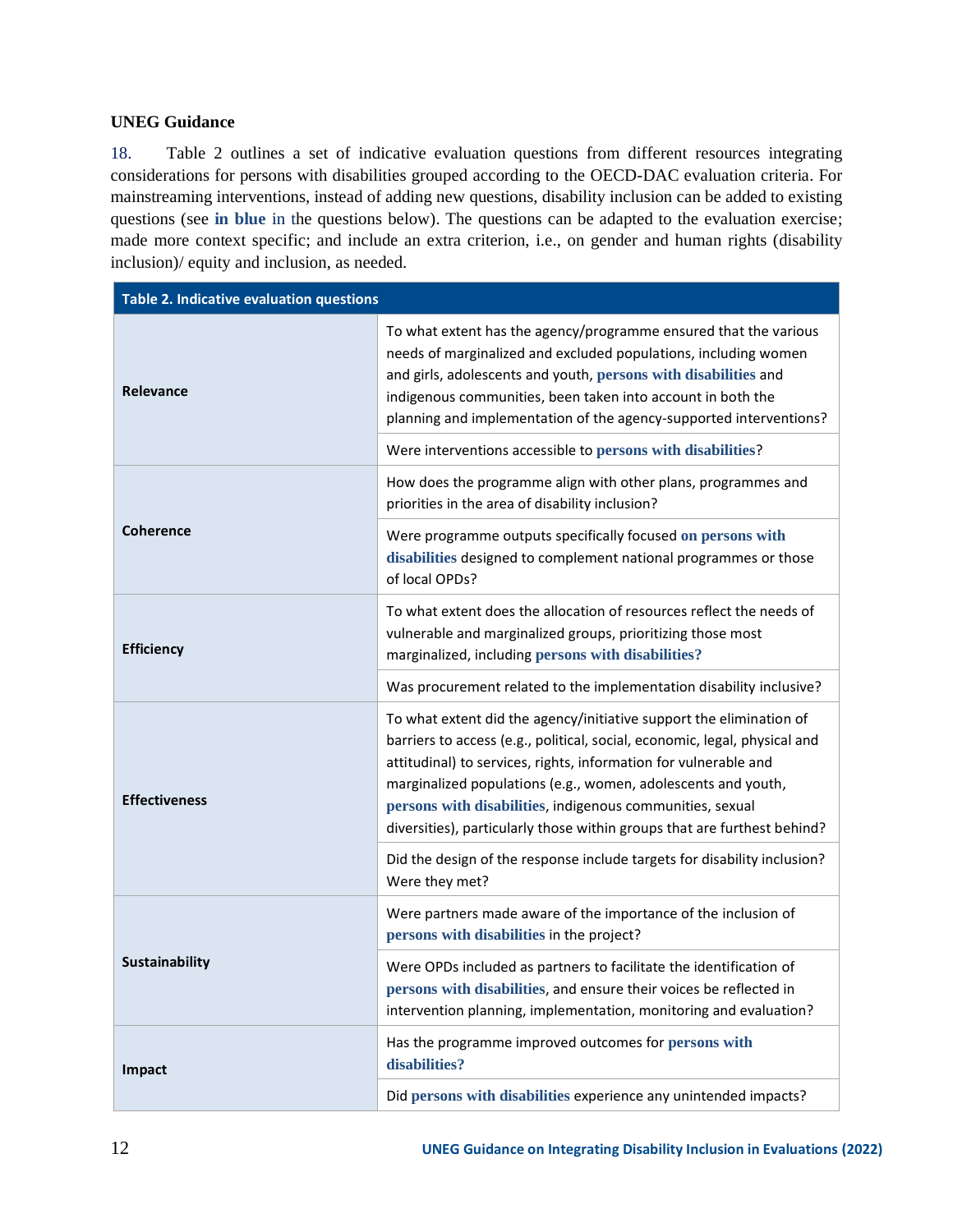**UNEG Guidance**

18. Table 2 outlines a set of indicative evaluation questions from different resources integrating considerations for persons with disabilities grouped according to the OECD-DAC evaluation criteria. For mainstreaming interventions, instead of adding new questions, disability inclusion can be added to existing questions (see **in blue** in the questions below). The questions can be adapted to the evaluation exercise; made more context specific; and include an extra criterion, i.e., on gender and human rights (disability inclusion)/ equity and inclusion, as needed.

| Table 2. Indicative evaluation questions | |
|---|---|
| **Relevance** | To what extent has the agency/programme ensured that the various needs of marginalized and excluded populations, including women and girls, adolescents and youth, **persons with disabilities** and indigenous communities, been taken into account in both the planning and implementation of the agency-supported interventions? |
| | Were interventions accessible to **persons with disabilities**? |
| **Coherence** | How does the programme align with other plans, programmes and priorities in the area of disability inclusion? |
| | Were programme outputs specifically focused **on persons with disabilities** designed to complement national programmes or those of local OPDs? |
| **Efficiency** | To what extent does the allocation of resources reflect the needs of vulnerable and marginalized groups, prioritizing those most marginalized, including **persons with disabilities?** |
| | Was procurement related to the implementation disability inclusive? |
| **Effectiveness** | To what extent did the agency/initiative support the elimination of barriers to access (e.g., political, social, economic, legal, physical and attitudinal) to services, rights, information for vulnerable and marginalized populations (e.g., women, adolescents and youth, **persons with disabilities**, indigenous communities, sexual diversities), particularly those within groups that are furthest behind? |
| | Did the design of the response include targets for disability inclusion? Were they met? |
| **Sustainability** | Were partners made aware of the importance of the inclusion of **persons with disabilities** in the project? |
| | Were OPDs included as partners to facilitate the identification of **persons with disabilities**, and ensure their voices be reflected in intervention planning, implementation, monitoring and evaluation? |
| **Impact** | Has the programme improved outcomes for **persons with disabilities?** |
| | Did **persons with disabilities** experience any unintended impacts? |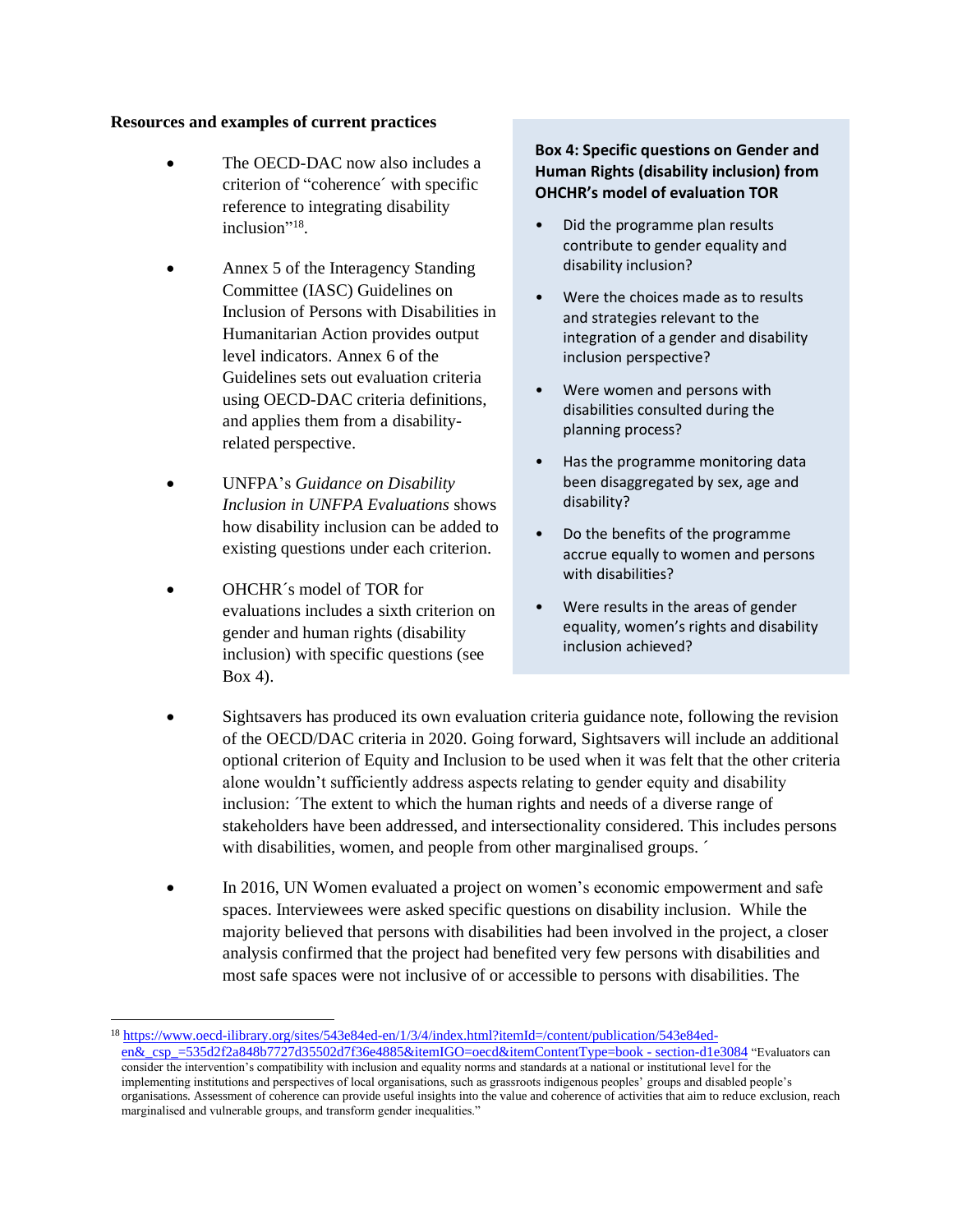**Resources and examples of current practices**

- The OECD-DAC now also includes a criterion of "coherence´ with specific reference to integrating disability inclusion"[18].
- Annex 5 of the Interagency Standing Committee (IASC) Guidelines on Inclusion of Persons with Disabilities in Humanitarian Action provides output level indicators. Annex 6 of the Guidelines sets out evaluation criteria using OECD-DAC criteria definitions, and applies them from a disability-related perspective.
- UNFPA's *Guidance on Disability Inclusion in UNFPA Evaluations* shows how disability inclusion can be added to existing questions under each criterion.
- OHCHR´s model of TOR for evaluations includes a sixth criterion on gender and human rights (disability inclusion) with specific questions (see Box 4).

**Box 4: Specific questions on Gender and Human Rights (disability inclusion) from OHCHR's model of evaluation TOR**

- Did the programme plan results contribute to gender equality and disability inclusion?
- Were the choices made as to results and strategies relevant to the integration of a gender and disability inclusion perspective?
- Were women and persons with disabilities consulted during the planning process?
- Has the programme monitoring data been disaggregated by sex, age and disability?
- Do the benefits of the programme accrue equally to women and persons with disabilities?
- Were results in the areas of gender equality, women's rights and disability inclusion achieved?

- Sightsavers has produced its own evaluation criteria guidance note, following the revision of the OECD/DAC criteria in 2020. Going forward, Sightsavers will include an additional optional criterion of Equity and Inclusion to be used when it was felt that the other criteria alone wouldn't sufficiently address aspects relating to gender equity and disability inclusion: ´The extent to which the human rights and needs of a diverse range of stakeholders have been addressed, and intersectionality considered. This includes persons with disabilities, women, and people from other marginalised groups. ´
- In 2016, UN Women evaluated a project on women's economic empowerment and safe spaces. Interviewees were asked specific questions on disability inclusion. While the majority believed that persons with disabilities had been involved in the project, a closer analysis confirmed that the project had benefited very few persons with disabilities and most safe spaces were not inclusive of or accessible to persons with disabilities. The

---

[18] https://www.oecd-ilibrary.org/sites/543e84ed-en/1/3/4/index.html?itemId=/content/publication/543e84ed-en&_csp_=535d2f2a848b7727d35502d7f36e4885&itemIGO=oecd&itemContentType=book - section-d1e3084 "Evaluators can consider the intervention's compatibility with inclusion and equality norms and standards at a national or institutional level for the implementing institutions and perspectives of local organisations, such as grassroots indigenous peoples' groups and disabled people's organisations. Assessment of coherence can provide useful insights into the value and coherence of activities that aim to reduce exclusion, reach marginalised and vulnerable groups, and transform gender inequalities."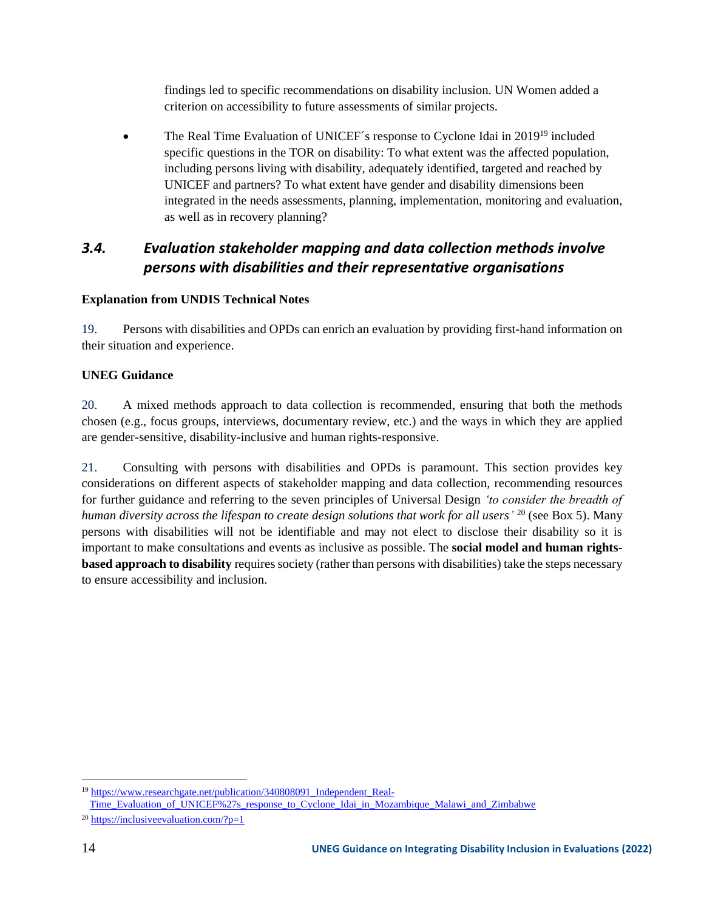findings led to specific recommendations on disability inclusion. UN Women added a criterion on accessibility to future assessments of similar projects.

- The Real Time Evaluation of UNICEF´s response to Cyclone Idai in 2019[19] included specific questions in the TOR on disability: To what extent was the affected population, including persons living with disability, adequately identified, targeted and reached by UNICEF and partners? To what extent have gender and disability dimensions been integrated in the needs assessments, planning, implementation, monitoring and evaluation, as well as in recovery planning?

## *3.4. Evaluation stakeholder mapping and data collection methods involve persons with disabilities and their representative organisations*

**Explanation from UNDIS Technical Notes**

19. Persons with disabilities and OPDs can enrich an evaluation by providing first-hand information on their situation and experience.

**UNEG Guidance**

20. A mixed methods approach to data collection is recommended, ensuring that both the methods chosen (e.g., focus groups, interviews, documentary review, etc.) and the ways in which they are applied are gender-sensitive, disability-inclusive and human rights-responsive.

21. Consulting with persons with disabilities and OPDs is paramount. This section provides key considerations on different aspects of stakeholder mapping and data collection, recommending resources for further guidance and referring to the seven principles of Universal Design *'to consider the breadth of human diversity across the lifespan to create design solutions that work for all users'* [20] (see Box 5). Many persons with disabilities will not be identifiable and may not elect to disclose their disability so it is important to make consultations and events as inclusive as possible. The **social model and human rights-based approach to disability** requires society (rather than persons with disabilities) take the steps necessary to ensure accessibility and inclusion.

---

[19] https://www.researchgate.net/publication/340808091_Independent_Real-Time_Evaluation_of_UNICEF%27s_response_to_Cyclone_Idai_in_Mozambique_Malawi_and_Zimbabwe

[20] https://inclusiveevaluation.com/?p=1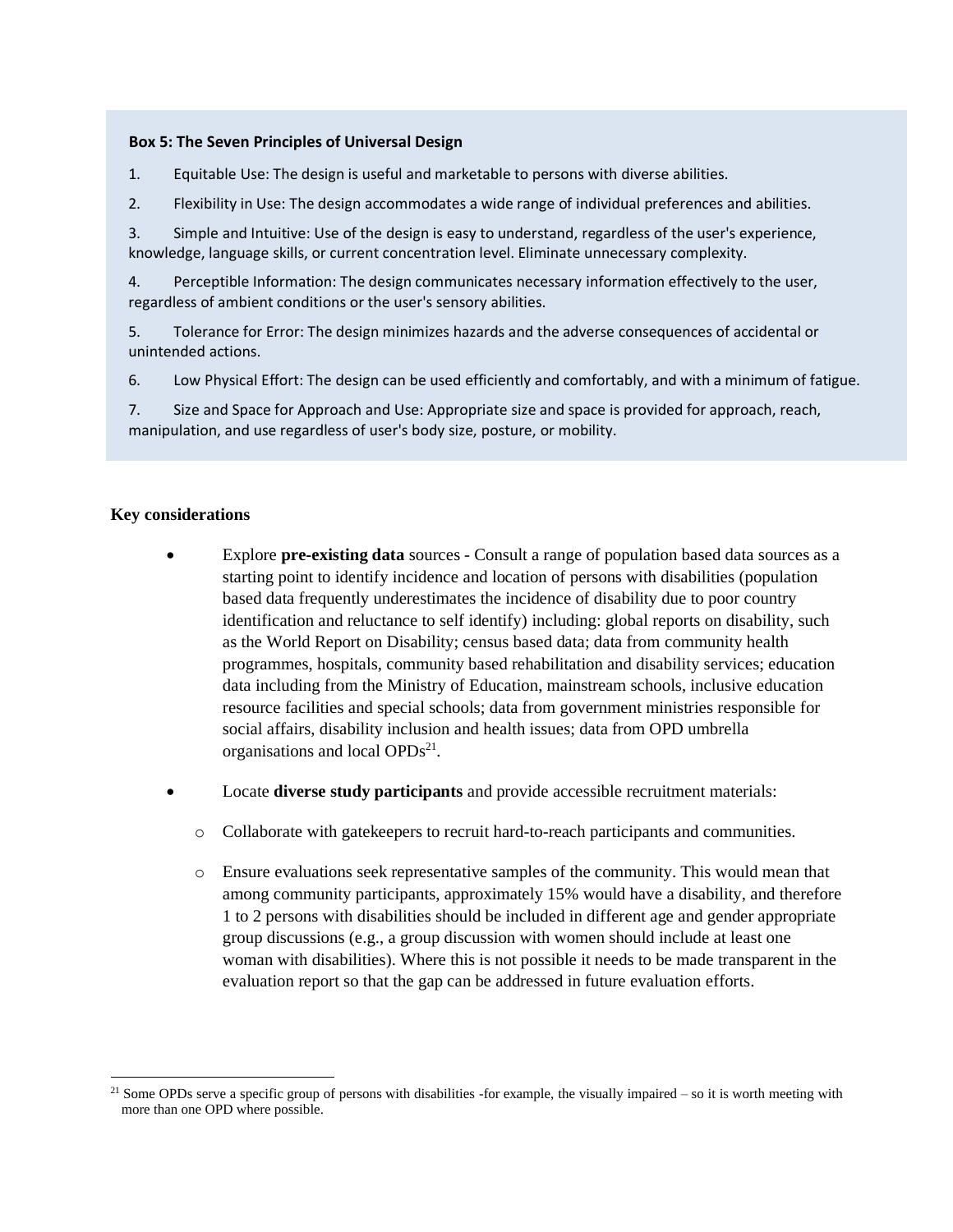**Box 5: The Seven Principles of Universal Design**

1. Equitable Use: The design is useful and marketable to persons with diverse abilities.
2. Flexibility in Use: The design accommodates a wide range of individual preferences and abilities.
3. Simple and Intuitive: Use of the design is easy to understand, regardless of the user's experience, knowledge, language skills, or current concentration level. Eliminate unnecessary complexity.
4. Perceptible Information: The design communicates necessary information effectively to the user, regardless of ambient conditions or the user's sensory abilities.
5. Tolerance for Error: The design minimizes hazards and the adverse consequences of accidental or unintended actions.
6. Low Physical Effort: The design can be used efficiently and comfortably, and with a minimum of fatigue.
7. Size and Space for Approach and Use: Appropriate size and space is provided for approach, reach, manipulation, and use regardless of user's body size, posture, or mobility.

**Key considerations**

- Explore **pre-existing data** sources - Consult a range of population based data sources as a starting point to identify incidence and location of persons with disabilities (population based data frequently underestimates the incidence of disability due to poor country identification and reluctance to self identify) including: global reports on disability, such as the World Report on Disability; census based data; data from community health programmes, hospitals, community based rehabilitation and disability services; education data including from the Ministry of Education, mainstream schools, inclusive education resource facilities and special schools; data from government ministries responsible for social affairs, disability inclusion and health issues; data from OPD umbrella organisations and local OPDs[21].
- Locate **diverse study participants** and provide accessible recruitment materials:
    - Collaborate with gatekeepers to recruit hard-to-reach participants and communities.
    - Ensure evaluations seek representative samples of the community. This would mean that among community participants, approximately 15% would have a disability, and therefore 1 to 2 persons with disabilities should be included in different age and gender appropriate group discussions (e.g., a group discussion with women should include at least one woman with disabilities). Where this is not possible it needs to be made transparent in the evaluation report so that the gap can be addressed in future evaluation efforts.

[21] Some OPDs serve a specific group of persons with disabilities -for example, the visually impaired – so it is worth meeting with more than one OPD where possible.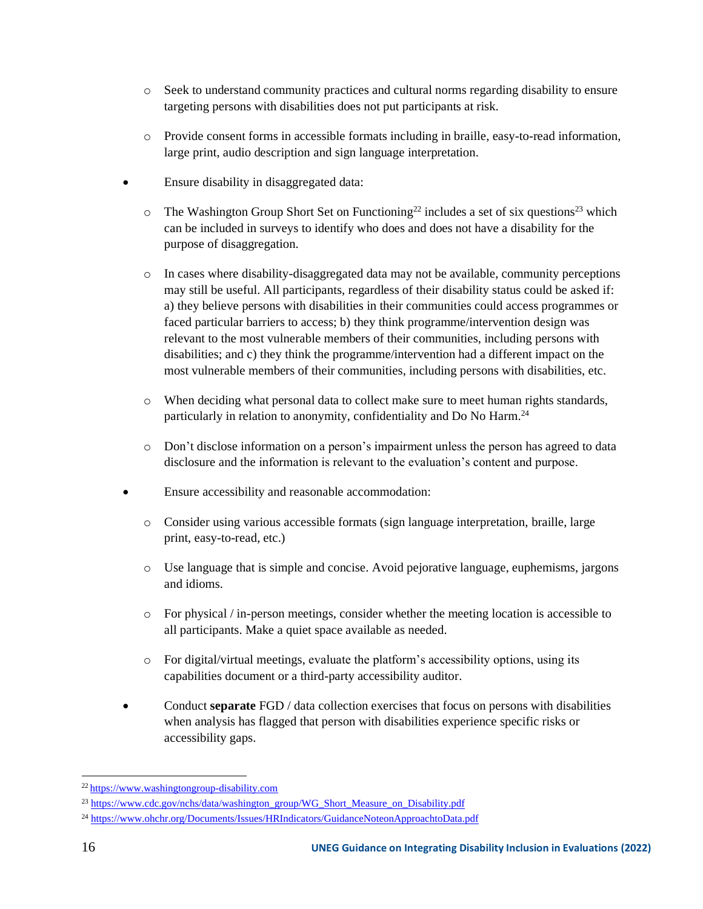- Seek to understand community practices and cultural norms regarding disability to ensure targeting persons with disabilities does not put participants at risk.
  - Provide consent forms in accessible formats including in braille, easy-to-read information, large print, audio description and sign language interpretation.

- Ensure disability in disaggregated data:
  - The Washington Group Short Set on Functioning[22] includes a set of six questions[23] which can be included in surveys to identify who does and does not have a disability for the purpose of disaggregation.
  - In cases where disability-disaggregated data may not be available, community perceptions may still be useful. All participants, regardless of their disability status could be asked if: a) they believe persons with disabilities in their communities could access programmes or faced particular barriers to access; b) they think programme/intervention design was relevant to the most vulnerable members of their communities, including persons with disabilities; and c) they think the programme/intervention had a different impact on the most vulnerable members of their communities, including persons with disabilities, etc.
  - When deciding what personal data to collect make sure to meet human rights standards, particularly in relation to anonymity, confidentiality and Do No Harm.[24]
  - Don't disclose information on a person's impairment unless the person has agreed to data disclosure and the information is relevant to the evaluation's content and purpose.

- Ensure accessibility and reasonable accommodation:
  - Consider using various accessible formats (sign language interpretation, braille, large print, easy-to-read, etc.)
  - Use language that is simple and concise. Avoid pejorative language, euphemisms, jargons and idioms.
  - For physical / in-person meetings, consider whether the meeting location is accessible to all participants. Make a quiet space available as needed.
  - For digital/virtual meetings, evaluate the platform's accessibility options, using its capabilities document or a third-party accessibility auditor.

- Conduct **separate** FGD / data collection exercises that focus on persons with disabilities when analysis has flagged that person with disabilities experience specific risks or accessibility gaps.

---

[22] https://www.washingtongroup-disability.com

[23] https://www.cdc.gov/nchs/data/washington_group/WG_Short_Measure_on_Disability.pdf

[24] https://www.ohchr.org/Documents/Issues/HRIndicators/GuidanceNoteonApproachtoData.pdf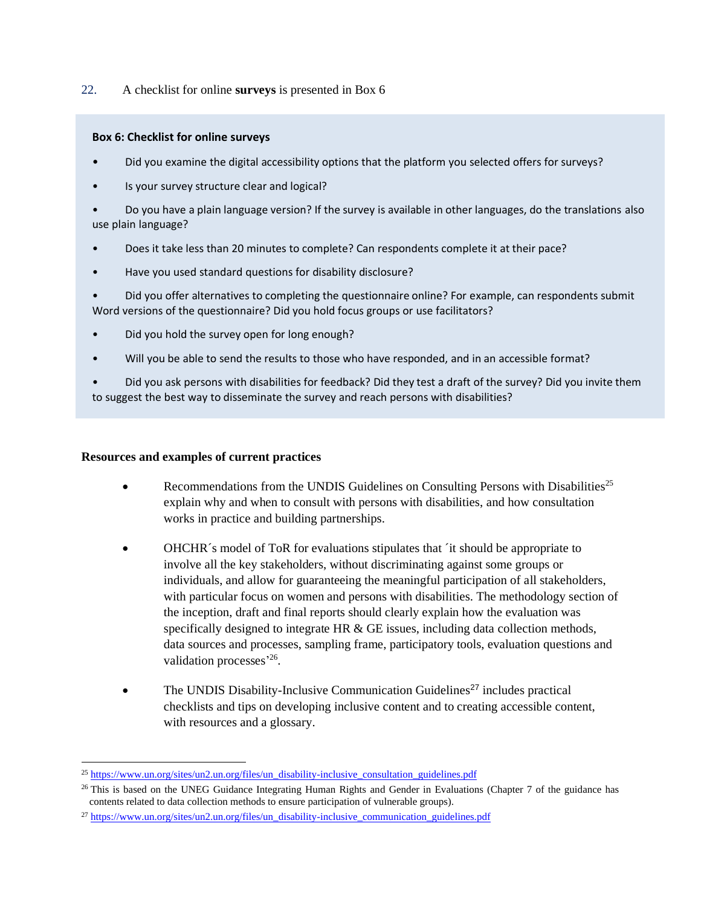22. A checklist for online **surveys** is presented in Box 6

> **Box 6: Checklist for online surveys**
>
> - Did you examine the digital accessibility options that the platform you selected offers for surveys?
> - Is your survey structure clear and logical?
> - Do you have a plain language version? If the survey is available in other languages, do the translations also use plain language?
> - Does it take less than 20 minutes to complete? Can respondents complete it at their pace?
> - Have you used standard questions for disability disclosure?
> - Did you offer alternatives to completing the questionnaire online? For example, can respondents submit Word versions of the questionnaire? Did you hold focus groups or use facilitators?
> - Did you hold the survey open for long enough?
> - Will you be able to send the results to those who have responded, and in an accessible format?
> - Did you ask persons with disabilities for feedback? Did they test a draft of the survey? Did you invite them to suggest the best way to disseminate the survey and reach persons with disabilities?

**Resources and examples of current practices**

- Recommendations from the UNDIS Guidelines on Consulting Persons with Disabilities[25] explain why and when to consult with persons with disabilities, and how consultation works in practice and building partnerships.
- OHCHR´s model of ToR for evaluations stipulates that ´it should be appropriate to involve all the key stakeholders, without discriminating against some groups or individuals, and allow for guaranteeing the meaningful participation of all stakeholders, with particular focus on women and persons with disabilities. The methodology section of the inception, draft and final reports should clearly explain how the evaluation was specifically designed to integrate HR & GE issues, including data collection methods, data sources and processes, sampling frame, participatory tools, evaluation questions and validation processes'[26].
- The UNDIS Disability-Inclusive Communication Guidelines[27] includes practical checklists and tips on developing inclusive content and to creating accessible content, with resources and a glossary.

---

[25] https://www.un.org/sites/un2.un.org/files/un_disability-inclusive_consultation_guidelines.pdf

[26] This is based on the UNEG Guidance Integrating Human Rights and Gender in Evaluations (Chapter 7 of the guidance has contents related to data collection methods to ensure participation of vulnerable groups).

[27] https://www.un.org/sites/un2.un.org/files/un_disability-inclusive_communication_guidelines.pdf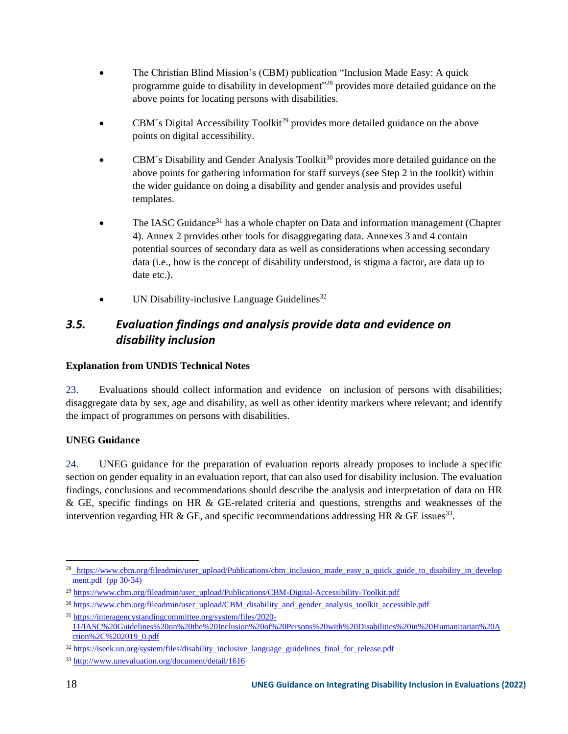- The Christian Blind Mission's (CBM) publication "Inclusion Made Easy: A quick programme guide to disability in development"[28] provides more detailed guidance on the above points for locating persons with disabilities.

- CBM´s Digital Accessibility Toolkit[29] provides more detailed guidance on the above points on digital accessibility.

- CBM´s Disability and Gender Analysis Toolkit[30] provides more detailed guidance on the above points for gathering information for staff surveys (see Step 2 in the toolkit) within the wider guidance on doing a disability and gender analysis and provides useful templates.

- The IASC Guidance[31] has a whole chapter on Data and information management (Chapter 4). Annex 2 provides other tools for disaggregating data. Annexes 3 and 4 contain potential sources of secondary data as well as considerations when accessing secondary data (i.e., how is the concept of disability understood, is stigma a factor, are data up to date etc.).

- UN Disability-inclusive Language Guidelines[32]

## *3.5. Evaluation findings and analysis provide data and evidence on disability inclusion*

**Explanation from UNDIS Technical Notes**

23. Evaluations should collect information and evidence on inclusion of persons with disabilities; disaggregate data by sex, age and disability, as well as other identity markers where relevant; and identify the impact of programmes on persons with disabilities.

**UNEG Guidance**

24. UNEG guidance for the preparation of evaluation reports already proposes to include a specific section on gender equality in an evaluation report, that can also used for disability inclusion. The evaluation findings, conclusions and recommendations should describe the analysis and interpretation of data on HR & GE, specific findings on HR & GE-related criteria and questions, strengths and weaknesses of the intervention regarding HR & GE, and specific recommendations addressing HR & GE issues[33].

---

[28] https://www.cbm.org/fileadmin/user_upload/Publications/cbm_inclusion_made_easy_a_quick_guide_to_disability_in_development.pdf (pp 30-34)

[29] https://www.cbm.org/fileadmin/user_upload/Publications/CBM-Digital-Accessibility-Toolkit.pdf

[30] https://www.cbm.org/fileadmin/user_upload/CBM_disability_and_gender_analysis_toolkit_accessible.pdf

[31] https://interagencystandingcommittee.org/system/files/2020-11/IASC%20Guidelines%20on%20the%20Inclusion%20of%20Persons%20with%20Disabilities%20in%20Humanitarian%20Action%2C%202019_0.pdf

[32] https://iseek.un.org/system/files/disability_inclusive_language_guidelines_final_for_release.pdf

[33] http://www.unevaluation.org/document/detail/1616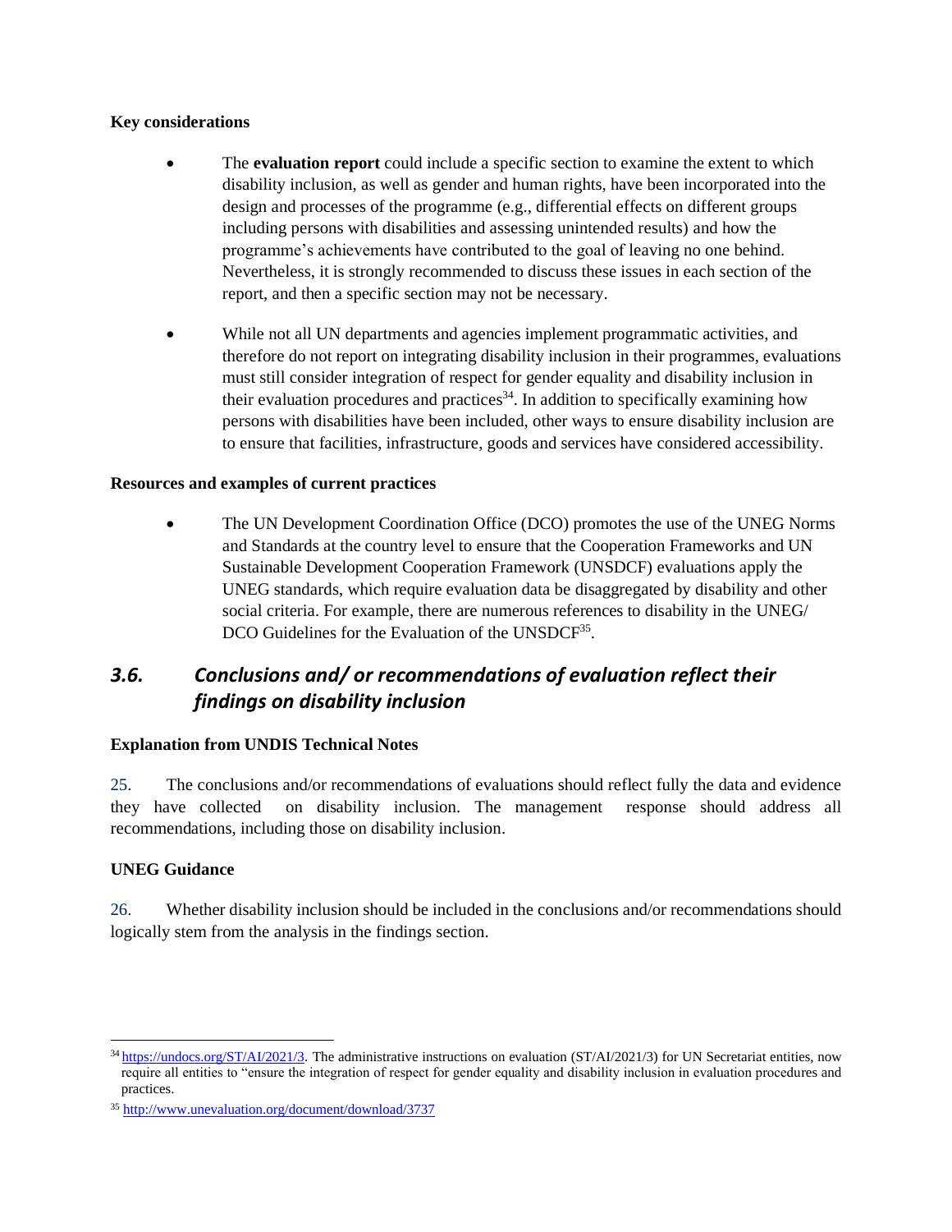**Key considerations**

- The **evaluation report** could include a specific section to examine the extent to which disability inclusion, as well as gender and human rights, have been incorporated into the design and processes of the programme (e.g., differential effects on different groups including persons with disabilities and assessing unintended results) and how the programme's achievements have contributed to the goal of leaving no one behind. Nevertheless, it is strongly recommended to discuss these issues in each section of the report, and then a specific section may not be necessary.

- While not all UN departments and agencies implement programmatic activities, and therefore do not report on integrating disability inclusion in their programmes, evaluations must still consider integration of respect for gender equality and disability inclusion in their evaluation procedures and practices[34]. In addition to specifically examining how persons with disabilities have been included, other ways to ensure disability inclusion are to ensure that facilities, infrastructure, goods and services have considered accessibility.

**Resources and examples of current practices**

- The UN Development Coordination Office (DCO) promotes the use of the UNEG Norms and Standards at the country level to ensure that the Cooperation Frameworks and UN Sustainable Development Cooperation Framework (UNSDCF) evaluations apply the UNEG standards, which require evaluation data be disaggregated by disability and other social criteria. For example, there are numerous references to disability in the UNEG/ DCO Guidelines for the Evaluation of the UNSDCF[35].

## *3.6. Conclusions and/ or recommendations of evaluation reflect their findings on disability inclusion*

**Explanation from UNDIS Technical Notes**

25. The conclusions and/or recommendations of evaluations should reflect fully the data and evidence they have collected on disability inclusion. The management response should address all recommendations, including those on disability inclusion.

**UNEG Guidance**

26. Whether disability inclusion should be included in the conclusions and/or recommendations should logically stem from the analysis in the findings section.

---

[34] https://undocs.org/ST/AI/2021/3. The administrative instructions on evaluation (ST/AI/2021/3) for UN Secretariat entities, now require all entities to "ensure the integration of respect for gender equality and disability inclusion in evaluation procedures and practices.

[35] http://www.unevaluation.org/document/download/3737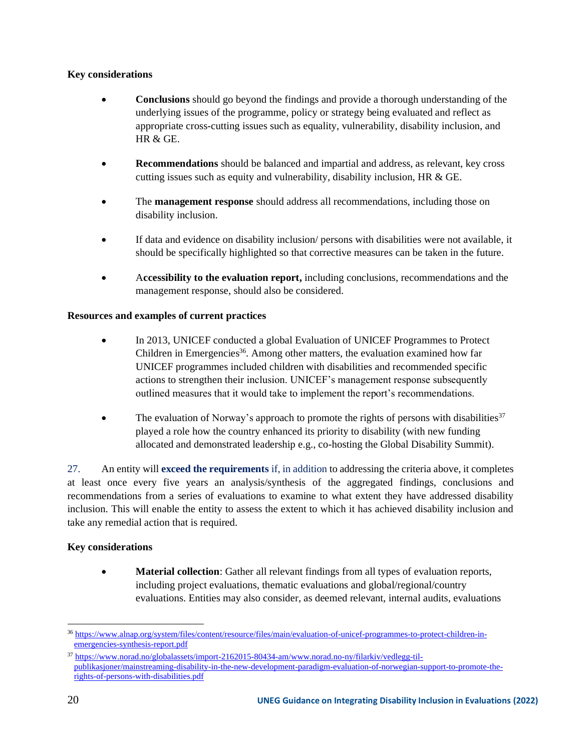**Key considerations**

- **Conclusions** should go beyond the findings and provide a thorough understanding of the underlying issues of the programme, policy or strategy being evaluated and reflect as appropriate cross-cutting issues such as equality, vulnerability, disability inclusion, and HR & GE.
- **Recommendations** should be balanced and impartial and address, as relevant, key cross cutting issues such as equity and vulnerability, disability inclusion, HR & GE.
- The **management response** should address all recommendations, including those on disability inclusion.
- If data and evidence on disability inclusion/ persons with disabilities were not available, it should be specifically highlighted so that corrective measures can be taken in the future.
- A**ccessibility to the evaluation report,** including conclusions, recommendations and the management response, should also be considered.

**Resources and examples of current practices**

- In 2013, UNICEF conducted a global Evaluation of UNICEF Programmes to Protect Children in Emergencies[36]. Among other matters, the evaluation examined how far UNICEF programmes included children with disabilities and recommended specific actions to strengthen their inclusion. UNICEF's management response subsequently outlined measures that it would take to implement the report's recommendations.
- The evaluation of Norway's approach to promote the rights of persons with disabilities[37] played a role how the country enhanced its priority to disability (with new funding allocated and demonstrated leadership e.g., co-hosting the Global Disability Summit).

27. An entity will **exceed the requirements** if, in addition to addressing the criteria above, it completes at least once every five years an analysis/synthesis of the aggregated findings, conclusions and recommendations from a series of evaluations to examine to what extent they have addressed disability inclusion. This will enable the entity to assess the extent to which it has achieved disability inclusion and take any remedial action that is required.

**Key considerations**

- **Material collection**: Gather all relevant findings from all types of evaluation reports, including project evaluations, thematic evaluations and global/regional/country evaluations. Entities may also consider, as deemed relevant, internal audits, evaluations

---

[36] https://www.alnap.org/system/files/content/resource/files/main/evaluation-of-unicef-programmes-to-protect-children-in-emergencies-synthesis-report.pdf

[37] https://www.norad.no/globalassets/import-2162015-80434-am/www.norad.no-ny/filarkiv/vedlegg-til-publikasjoner/mainstreaming-disability-in-the-new-development-paradigm-evaluation-of-norwegian-support-to-promote-the-rights-of-persons-with-disabilities.pdf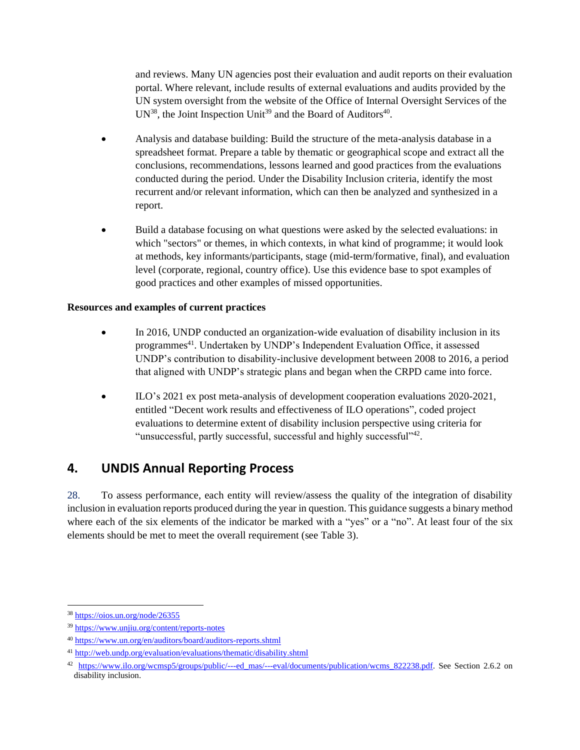and reviews. Many UN agencies post their evaluation and audit reports on their evaluation portal. Where relevant, include results of external evaluations and audits provided by the UN system oversight from the website of the Office of Internal Oversight Services of the UN[38], the Joint Inspection Unit[39] and the Board of Auditors[40].

- Analysis and database building: Build the structure of the meta-analysis database in a spreadsheet format. Prepare a table by thematic or geographical scope and extract all the conclusions, recommendations, lessons learned and good practices from the evaluations conducted during the period. Under the Disability Inclusion criteria, identify the most recurrent and/or relevant information, which can then be analyzed and synthesized in a report.

- Build a database focusing on what questions were asked by the selected evaluations: in which "sectors" or themes, in which contexts, in what kind of programme; it would look at methods, key informants/participants, stage (mid-term/formative, final), and evaluation level (corporate, regional, country office). Use this evidence base to spot examples of good practices and other examples of missed opportunities.

**Resources and examples of current practices**

- In 2016, UNDP conducted an organization-wide evaluation of disability inclusion in its programmes[41]. Undertaken by UNDP's Independent Evaluation Office, it assessed UNDP's contribution to disability-inclusive development between 2008 to 2016, a period that aligned with UNDP's strategic plans and began when the CRPD came into force.

- ILO's 2021 ex post meta-analysis of development cooperation evaluations 2020-2021, entitled "Decent work results and effectiveness of ILO operations", coded project evaluations to determine extent of disability inclusion perspective using criteria for "unsuccessful, partly successful, successful and highly successful"[42].

## 4. UNDIS Annual Reporting Process

28. To assess performance, each entity will review/assess the quality of the integration of disability inclusion in evaluation reports produced during the year in question. This guidance suggests a binary method where each of the six elements of the indicator be marked with a "yes" or a "no". At least four of the six elements should be met to meet the overall requirement (see Table 3).

---

[38] https://oios.un.org/node/26355

[39] https://www.unjiu.org/content/reports-notes

[40] https://www.un.org/en/auditors/board/auditors-reports.shtml

[41] http://web.undp.org/evaluation/evaluations/thematic/disability.shtml

[42] https://www.ilo.org/wcmsp5/groups/public/---ed_mas/---eval/documents/publication/wcms_822238.pdf. See Section 2.6.2 on disability inclusion.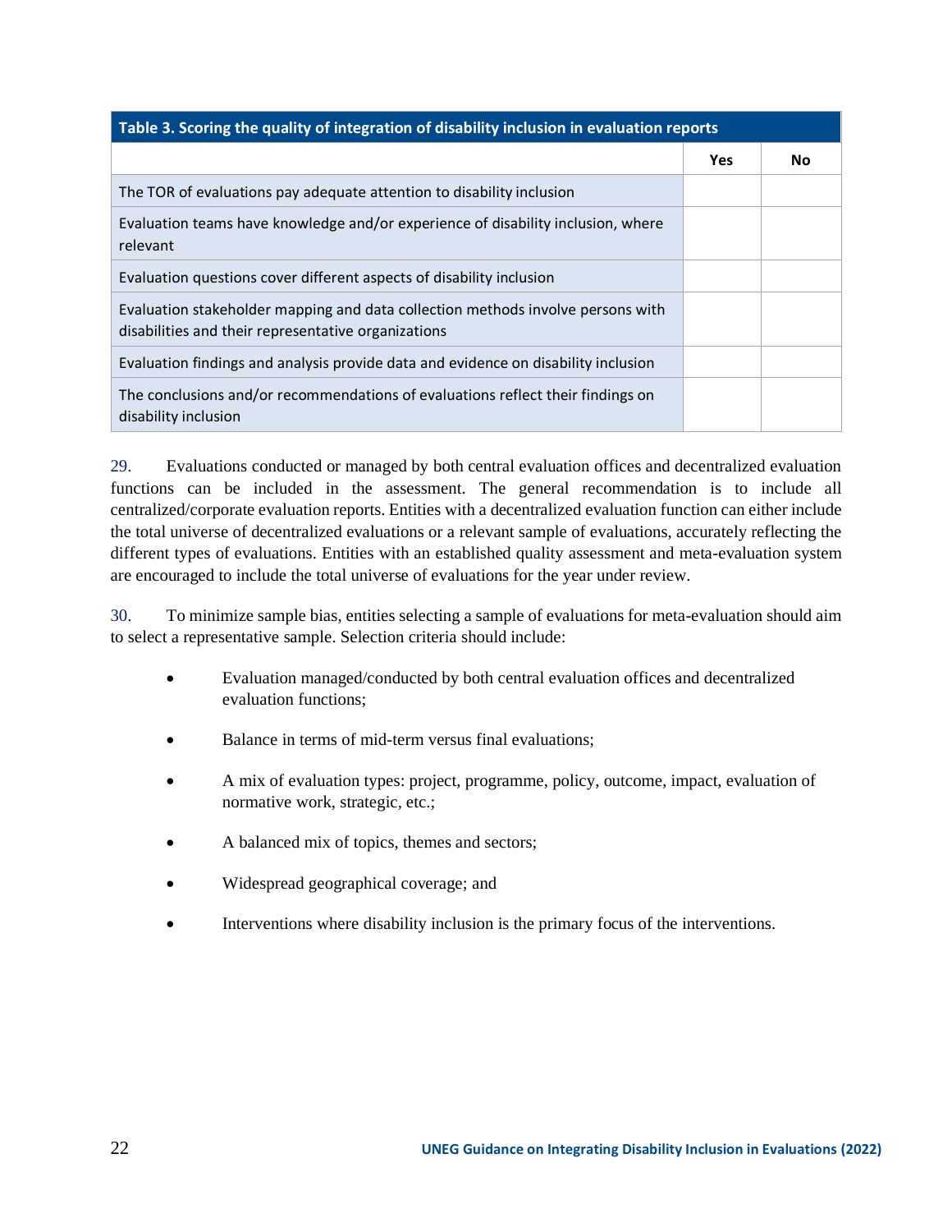| Table 3. Scoring the quality of integration of disability inclusion in evaluation reports | | |
|---|---|---|
| | **Yes** | **No** |
| The TOR of evaluations pay adequate attention to disability inclusion | | |
| Evaluation teams have knowledge and/or experience of disability inclusion, where relevant | | |
| Evaluation questions cover different aspects of disability inclusion | | |
| Evaluation stakeholder mapping and data collection methods involve persons with disabilities and their representative organizations | | |
| Evaluation findings and analysis provide data and evidence on disability inclusion | | |
| The conclusions and/or recommendations of evaluations reflect their findings on disability inclusion | | |

29. Evaluations conducted or managed by both central evaluation offices and decentralized evaluation functions can be included in the assessment. The general recommendation is to include all centralized/corporate evaluation reports. Entities with a decentralized evaluation function can either include the total universe of decentralized evaluations or a relevant sample of evaluations, accurately reflecting the different types of evaluations. Entities with an established quality assessment and meta-evaluation system are encouraged to include the total universe of evaluations for the year under review.

30. To minimize sample bias, entities selecting a sample of evaluations for meta-evaluation should aim to select a representative sample. Selection criteria should include:

- Evaluation managed/conducted by both central evaluation offices and decentralized evaluation functions;
- Balance in terms of mid-term versus final evaluations;
- A mix of evaluation types: project, programme, policy, outcome, impact, evaluation of normative work, strategic, etc.;
- A balanced mix of topics, themes and sectors;
- Widespread geographical coverage; and
- Interventions where disability inclusion is the primary focus of the interventions.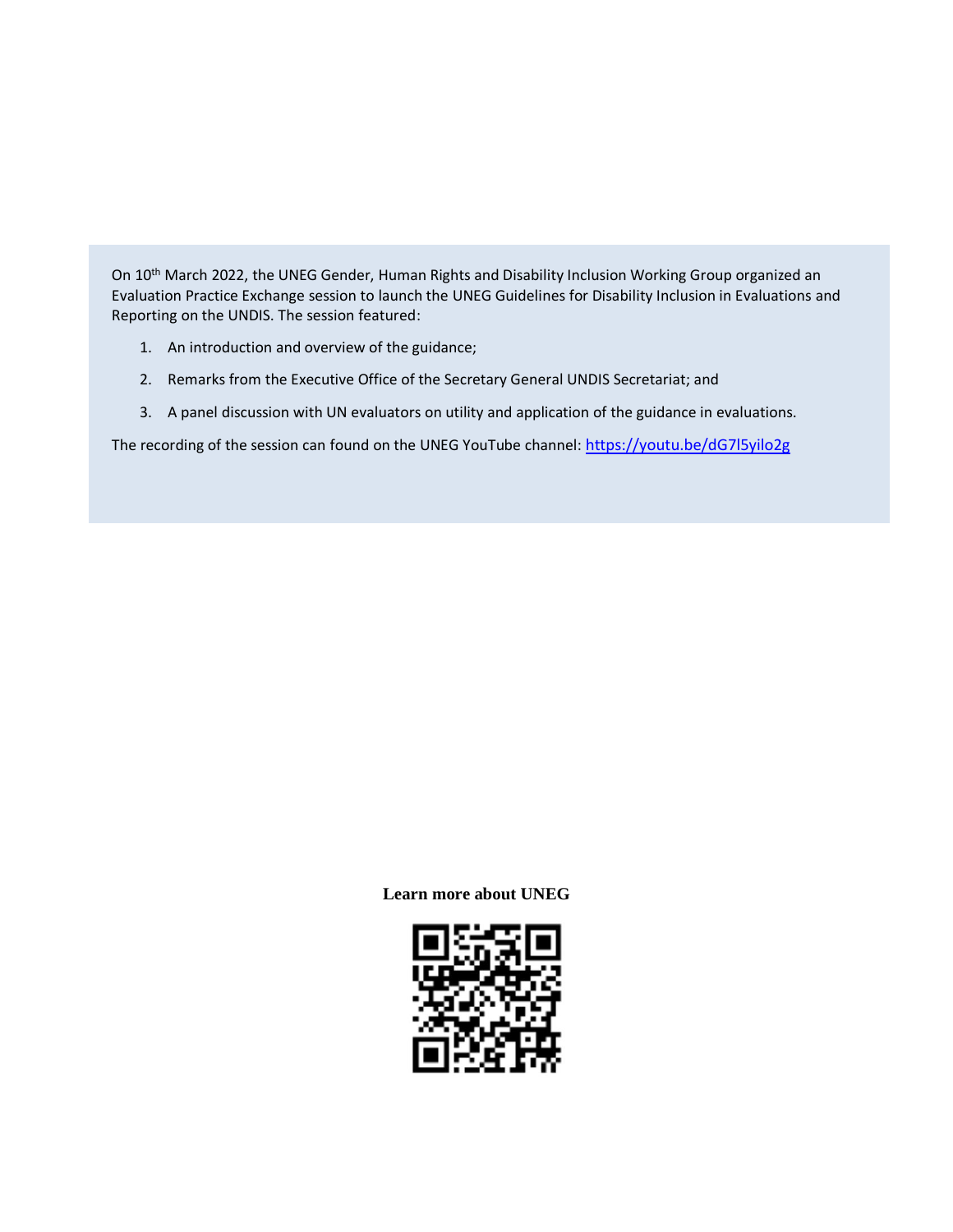On 10th March 2022, the UNEG Gender, Human Rights and Disability Inclusion Working Group organized an Evaluation Practice Exchange session to launch the UNEG Guidelines for Disability Inclusion in Evaluations and Reporting on the UNDIS. The session featured:

1. An introduction and overview of the guidance;
2. Remarks from the Executive Office of the Secretary General UNDIS Secretariat; and
3. A panel discussion with UN evaluators on utility and application of the guidance in evaluations.

The recording of the session can found on the UNEG YouTube channel: [https://youtu.be/dG7l5yilo2g](https://youtu.be/dG7l5yilo2g)

**Learn more about UNEG**